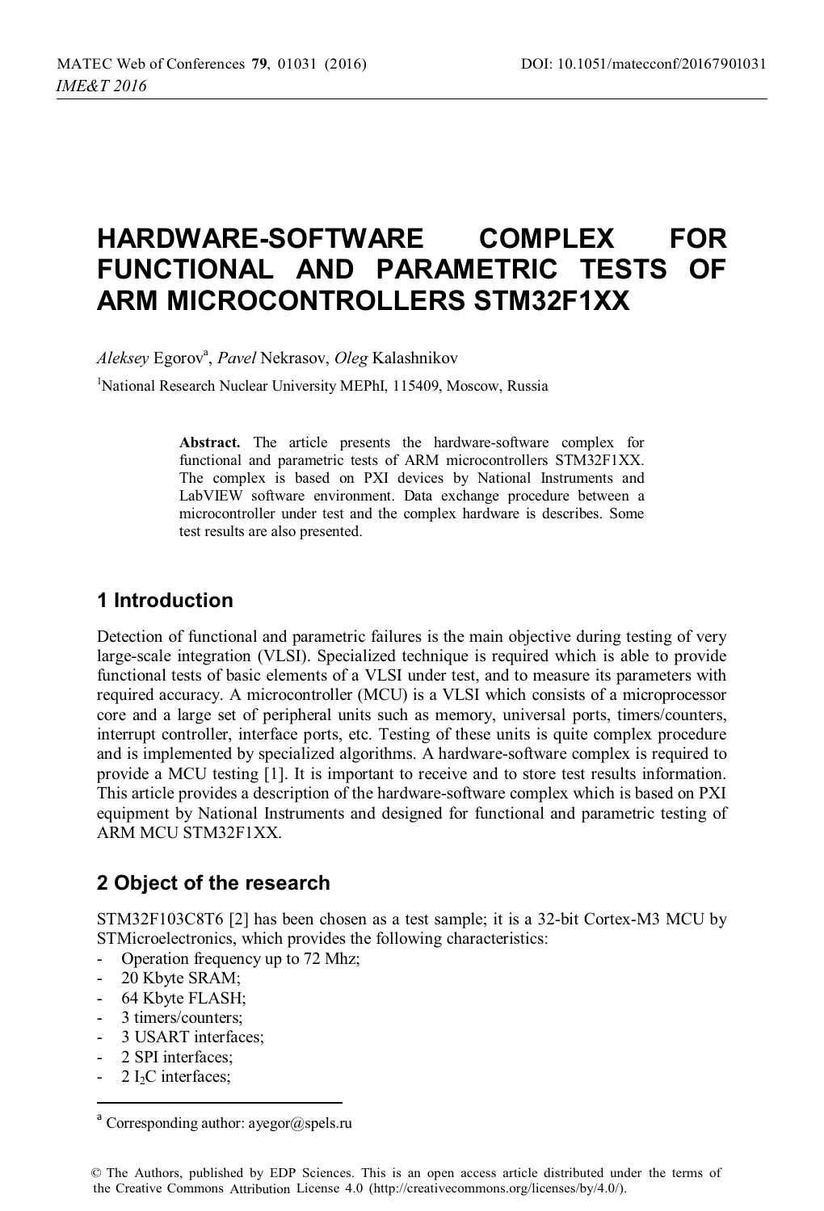# HARDWARE-SOFTWARE COMPLEX FOR FUNCTIONAL AND PARAMETRIC TESTS OF ARM MICROCONTROLLERS STM32F1XX

*Aleksey* Egorov[a], *Pavel* Nekrasov, *Oleg* Kalashnikov

[1]National Research Nuclear University MEPhI, 115409, Moscow, Russia

**Abstract.** The article presents the hardware-software complex for functional and parametric tests of ARM microcontrollers STM32F1XX. The complex is based on PXI devices by National Instruments and LabVIEW software environment. Data exchange procedure between a microcontroller under test and the complex hardware is describes. Some test results are also presented.

## 1 Introduction

Detection of functional and parametric failures is the main objective during testing of very large-scale integration (VLSI). Specialized technique is required which is able to provide functional tests of basic elements of a VLSI under test, and to measure its parameters with required accuracy. A microcontroller (MCU) is a VLSI which consists of a microprocessor core and a large set of peripheral units such as memory, universal ports, timers/counters, interrupt controller, interface ports, etc. Testing of these units is quite complex procedure and is implemented by specialized algorithms. A hardware-software complex is required to provide a MCU testing [1]. It is important to receive and to store test results information. This article provides a description of the hardware-software complex which is based on PXI equipment by National Instruments and designed for functional and parametric testing of ARM MCU STM32F1XX.

## 2 Object of the research

STM32F103C8T6 [2] has been chosen as a test sample; it is a 32-bit Cortex-M3 MCU by STMicroelectronics, which provides the following characteristics:

- Operation frequency up to 72 Mhz;
- 20 Kbyte SRAM;
- 64 Kbyte FLASH;
- 3 timers/counters;
- 3 USART interfaces;
- 2 SPI interfaces;
- 2 $I_2C$ interfaces;

[a] Corresponding author: ayegor@spels.ru

© The Authors, published by EDP Sciences. This is an open access article distributed under the terms of the Creative Commons Attribution License 4.0 (http://creativecommons.org/licenses/by/4.0/).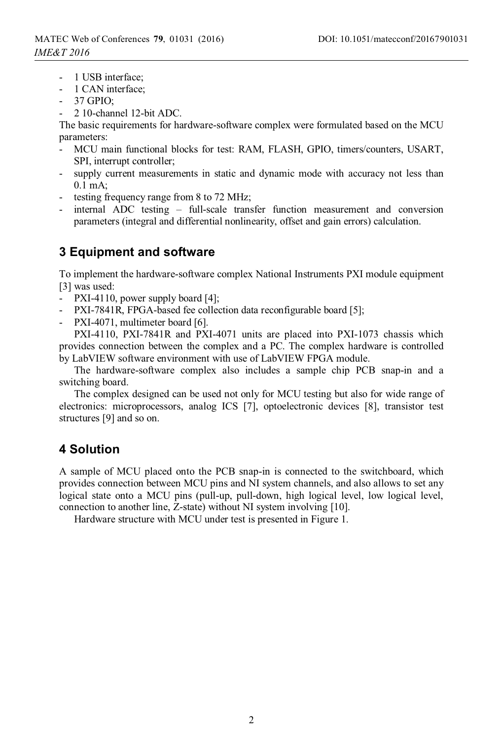- 1 USB interface;
- 1 CAN interface;
- 37 GPIO;
- 2 10-channel 12-bit ADC.

The basic requirements for hardware-software complex were formulated based on the MCU parameters:

- MCU main functional blocks for test: RAM, FLASH, GPIO, timers/counters, USART, SPI, interrupt controller;
- supply current measurements in static and dynamic mode with accuracy not less than 0.1 mA;
- testing frequency range from 8 to 72 MHz;
- internal ADC testing – full-scale transfer function measurement and conversion parameters (integral and differential nonlinearity, offset and gain errors) calculation.

## 3 Equipment and software

To implement the hardware-software complex National Instruments PXI module equipment [3] was used:

- PXI-4110, power supply board [4];
- PXI-7841R, FPGA-based fee collection data reconfigurable board [5];
- PXI-4071, multimeter board [6].

PXI-4110, PXI-7841R and PXI-4071 units are placed into PXI-1073 chassis which provides connection between the complex and a PC. The complex hardware is controlled by LabVIEW software environment with use of LabVIEW FPGA module.

The hardware-software complex also includes a sample chip PCB snap-in and a switching board.

The complex designed can be used not only for MCU testing but also for wide range of electronics: microprocessors, analog ICS [7], optoelectronic devices [8], transistor test structures [9] and so on.

## 4 Solution

A sample of MCU placed onto the PCB snap-in is connected to the switchboard, which provides connection between MCU pins and NI system channels, and also allows to set any logical state onto a MCU pins (pull-up, pull-down, high logical level, low logical level, connection to another line, Z-state) without NI system involving [10].

Hardware structure with MCU under test is presented in Figure 1.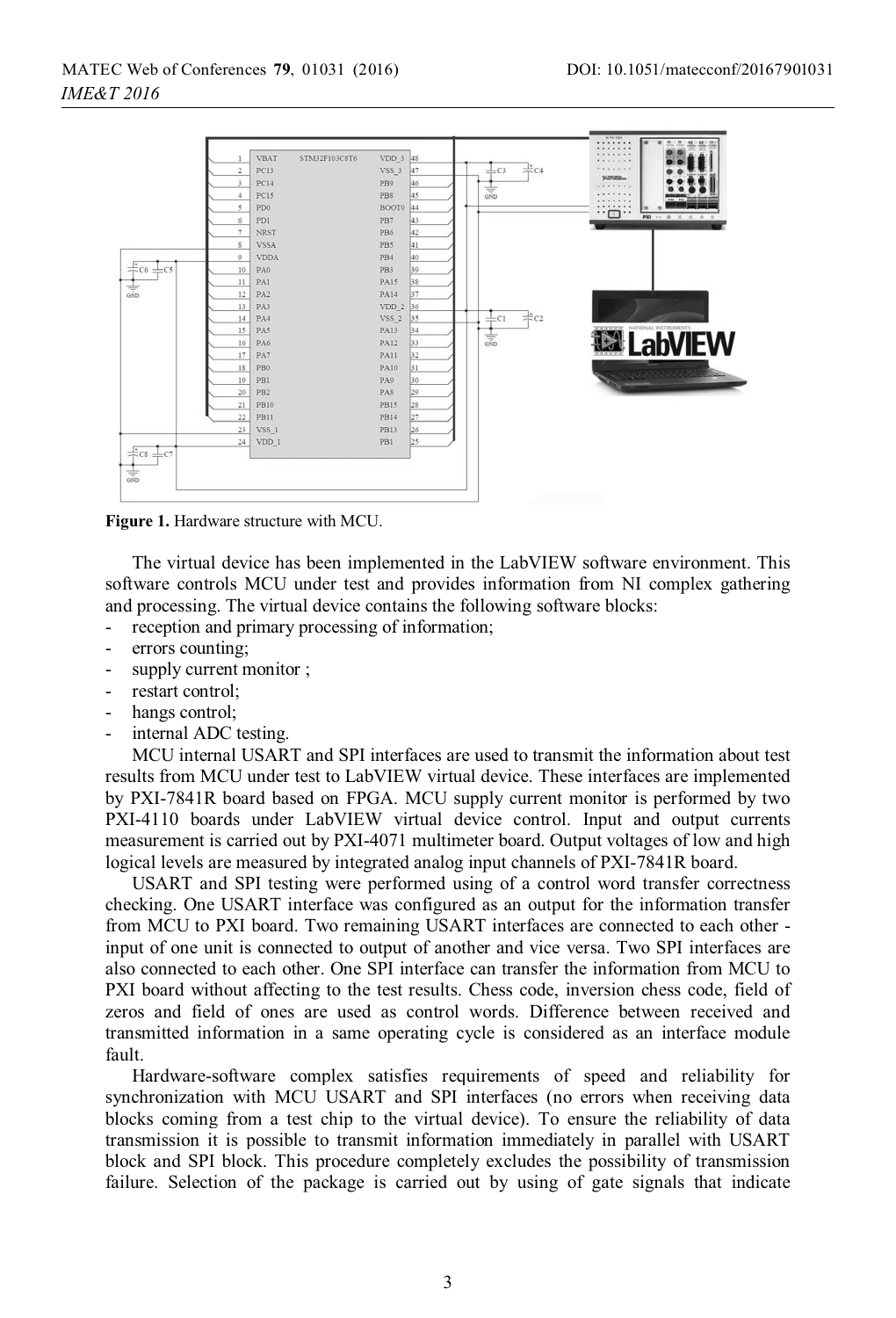**Figure 1.** Hardware structure with MCU.

The virtual device has been implemented in the LabVIEW software environment. This software controls MCU under test and provides information from NI complex gathering and processing. The virtual device contains the following software blocks:

- reception and primary processing of information;
- errors counting;
- supply current monitor ;
- restart control;
- hangs control;
- internal ADC testing.

MCU internal USART and SPI interfaces are used to transmit the information about test results from MCU under test to LabVIEW virtual device. These interfaces are implemented by PXI-7841R board based on FPGA. MCU supply current monitor is performed by two PXI-4110 boards under LabVIEW virtual device control. Input and output currents measurement is carried out by PXI-4071 multimeter board. Output voltages of low and high logical levels are measured by integrated analog input channels of PXI-7841R board.

USART and SPI testing were performed using of a control word transfer correctness checking. One USART interface was configured as an output for the information transfer from MCU to PXI board. Two remaining USART interfaces are connected to each other - input of one unit is connected to output of another and vice versa. Two SPI interfaces are also connected to each other. One SPI interface can transfer the information from MCU to PXI board without affecting to the test results. Chess code, inversion chess code, field of zeros and field of ones are used as control words. Difference between received and transmitted information in a same operating cycle is considered as an interface module fault.

Hardware-software complex satisfies requirements of speed and reliability for synchronization with MCU USART and SPI interfaces (no errors when receiving data blocks coming from a test chip to the virtual device). To ensure the reliability of data transmission it is possible to transmit information immediately in parallel with USART block and SPI block. This procedure completely excludes the possibility of transmission failure. Selection of the package is carried out by using of gate signals that indicate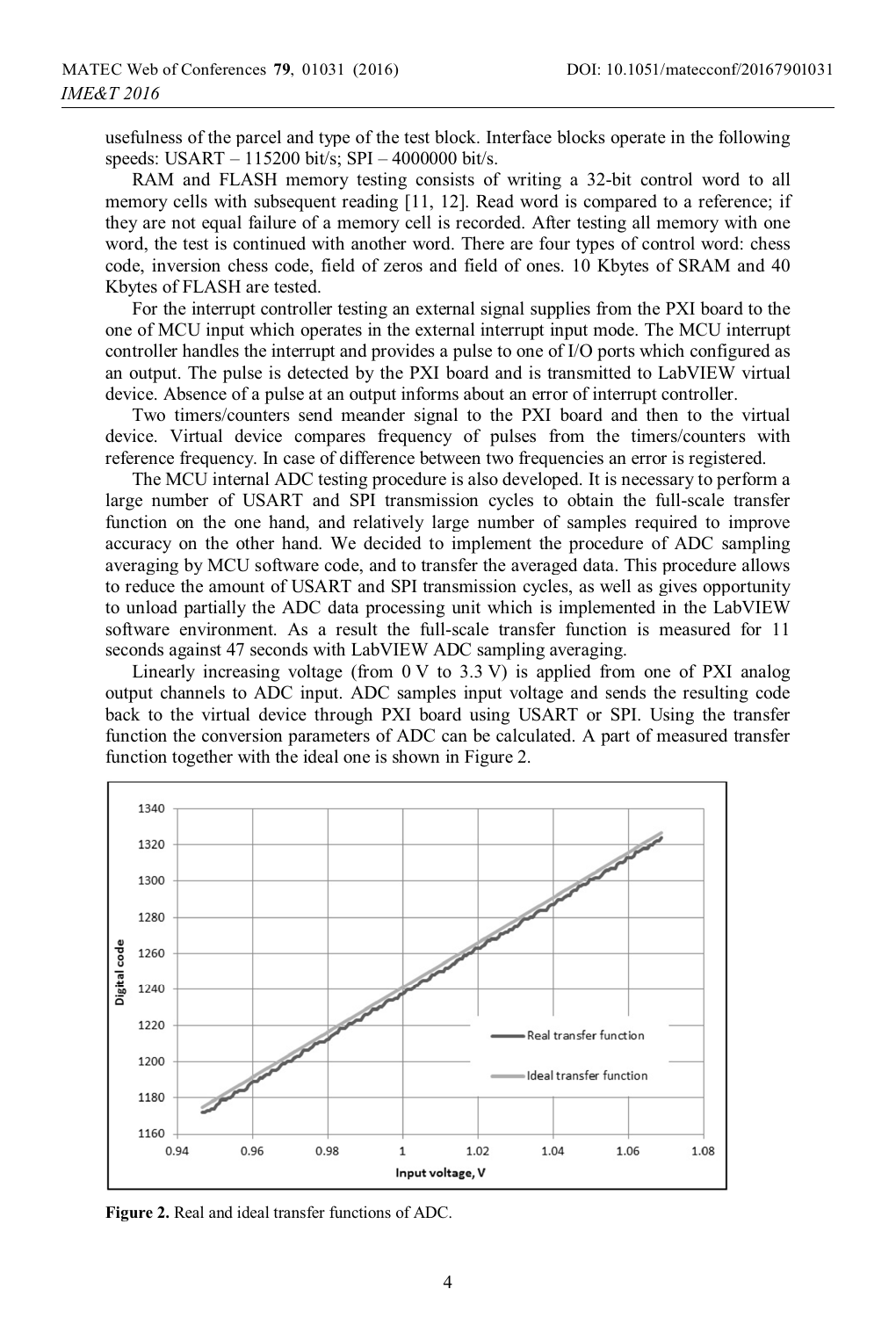usefulness of the parcel and type of the test block. Interface blocks operate in the following speeds: USART – 115200 bit/s; SPI – 4000000 bit/s.

RAM and FLASH memory testing consists of writing a 32-bit control word to all memory cells with subsequent reading [11, 12]. Read word is compared to a reference; if they are not equal failure of a memory cell is recorded. After testing all memory with one word, the test is continued with another word. There are four types of control word: chess code, inversion chess code, field of zeros and field of ones. 10 Kbytes of SRAM and 40 Kbytes of FLASH are tested.

For the interrupt controller testing an external signal supplies from the PXI board to the one of MCU input which operates in the external interrupt input mode. The MCU interrupt controller handles the interrupt and provides a pulse to one of I/O ports which configured as an output. The pulse is detected by the PXI board and is transmitted to LabVIEW virtual device. Absence of a pulse at an output informs about an error of interrupt controller.

Two timers/counters send meander signal to the PXI board and then to the virtual device. Virtual device compares frequency of pulses from the timers/counters with reference frequency. In case of difference between two frequencies an error is registered.

The MCU internal ADC testing procedure is also developed. It is necessary to perform a large number of USART and SPI transmission cycles to obtain the full-scale transfer function on the one hand, and relatively large number of samples required to improve accuracy on the other hand. We decided to implement the procedure of ADC sampling averaging by MCU software code, and to transfer the averaged data. This procedure allows to reduce the amount of USART and SPI transmission cycles, as well as gives opportunity to unload partially the ADC data processing unit which is implemented in the LabVIEW software environment. As a result the full-scale transfer function is measured for 11 seconds against 47 seconds with LabVIEW ADC sampling averaging.

Linearly increasing voltage (from 0 V to 3.3 V) is applied from one of PXI analog output channels to ADC input. ADC samples input voltage and sends the resulting code back to the virtual device through PXI board using USART or SPI. Using the transfer function the conversion parameters of ADC can be calculated. A part of measured transfer function together with the ideal one is shown in Figure 2.

**Figure 2.** Real and ideal transfer functions of ADC.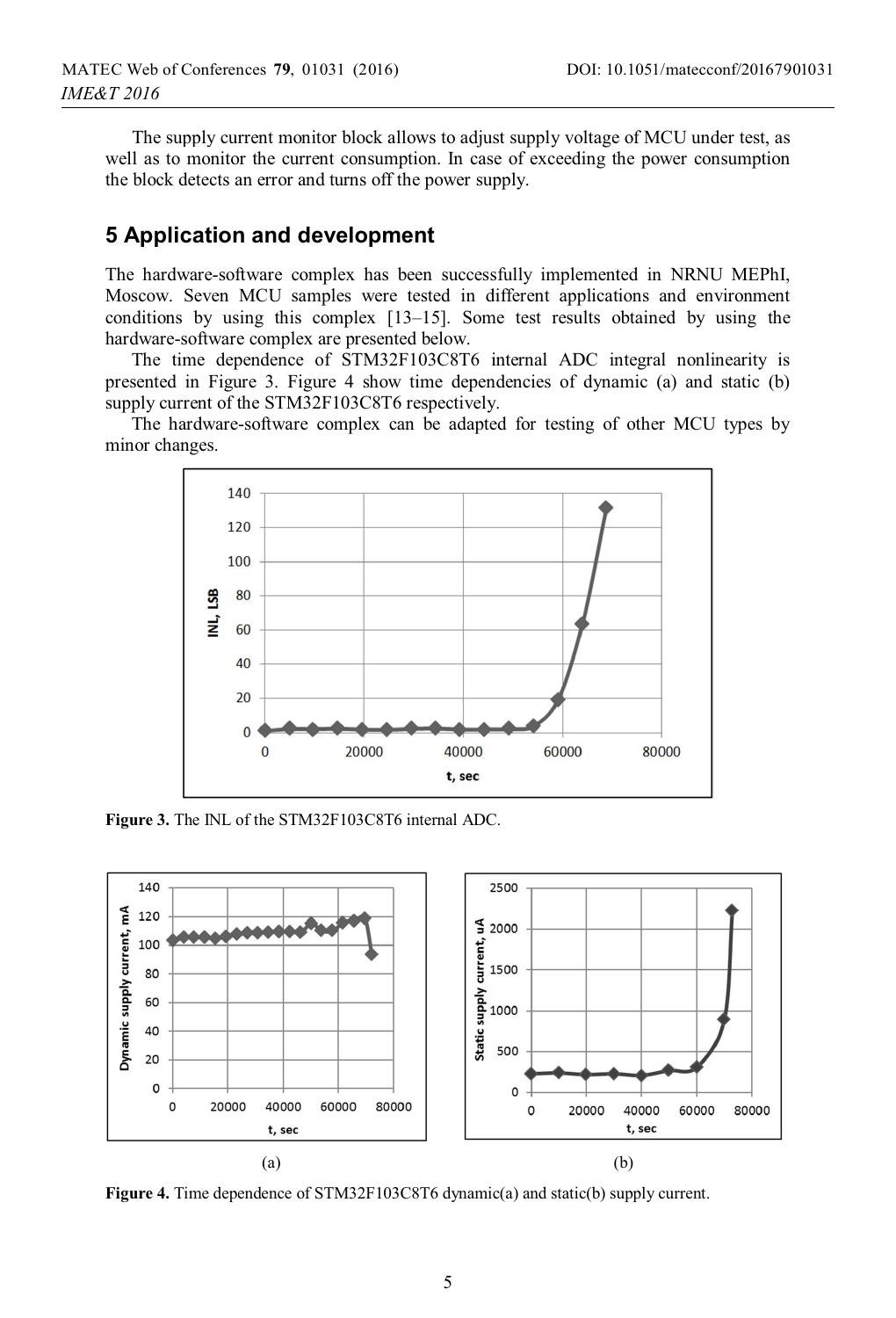The supply current monitor block allows to adjust supply voltage of MCU under test, as well as to monitor the current consumption. In case of exceeding the power consumption the block detects an error and turns off the power supply.

## 5 Application and development

The hardware-software complex has been successfully implemented in NRNU MEPhI, Moscow. Seven MCU samples were tested in different applications and environment conditions by using this complex [13–15]. Some test results obtained by using the hardware-software complex are presented below.

The time dependence of STM32F103C8T6 internal ADC integral nonlinearity is presented in Figure 3. Figure 4 show time dependencies of dynamic (a) and static (b) supply current of the STM32F103C8T6 respectively.

The hardware-software complex can be adapted for testing of other MCU types by minor changes.

**Figure 3.** The INL of the STM32F103C8T6 internal ADC.

(a) (b)

**Figure 4.** Time dependence of STM32F103C8T6 dynamic(a) and static(b) supply current.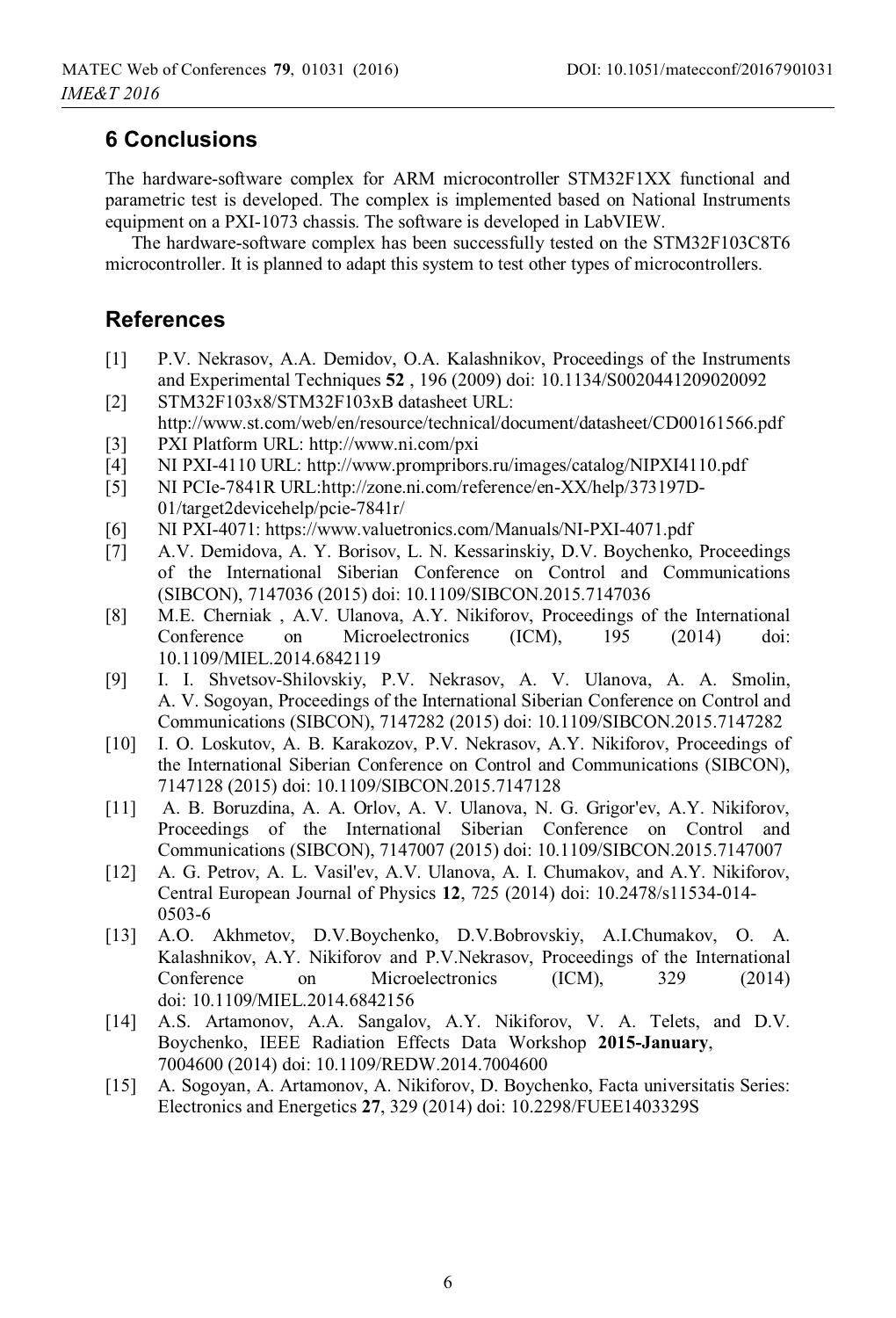## 6 Conclusions

The hardware-software complex for ARM microcontroller STM32F1XX functional and parametric test is developed. The complex is implemented based on National Instruments equipment on a PXI-1073 chassis. The software is developed in LabVIEW.

The hardware-software complex has been successfully tested on the STM32F103C8T6 microcontroller. It is planned to adapt this system to test other types of microcontrollers.

## References

[1] P.V. Nekrasov, A.A. Demidov, O.A. Kalashnikov, Proceedings of the Instruments and Experimental Techniques **52** , 196 (2009) doi: 10.1134/S0020441209020092

[2] STM32F103x8/STM32F103xB datasheet URL: http://www.st.com/web/en/resource/technical/document/datasheet/CD00161566.pdf

[3] PXI Platform URL: http://www.ni.com/pxi

[4] NI PXI-4110 URL: http://www.prompribors.ru/images/catalog/NIPXI4110.pdf

[5] NI PCIe-7841R URL:http://zone.ni.com/reference/en-XX/help/373197D-01/target2devicehelp/pcie-7841r/

[6] NI PXI-4071: https://www.valuetronics.com/Manuals/NI-PXI-4071.pdf

[7] A.V. Demidova, A. Y. Borisov, L. N. Kessarinskiy, D.V. Boychenko, Proceedings of the International Siberian Conference on Control and Communications (SIBCON), 7147036 (2015) doi: 10.1109/SIBCON.2015.7147036

[8] M.E. Cherniak , A.V. Ulanova, A.Y. Nikiforov, Proceedings of the International Conference on Microelectronics (ICM), 195 (2014) doi: 10.1109/MIEL.2014.6842119

[9] I. I. Shvetsov-Shilovskiy, P.V. Nekrasov, A. V. Ulanova, A. A. Smolin, A. V. Sogoyan, Proceedings of the International Siberian Conference on Control and Communications (SIBCON), 7147282 (2015) doi: 10.1109/SIBCON.2015.7147282

[10] I. O. Loskutov, A. B. Karakozov, P.V. Nekrasov, A.Y. Nikiforov, Proceedings of the International Siberian Conference on Control and Communications (SIBCON), 7147128 (2015) doi: 10.1109/SIBCON.2015.7147128

[11] A. B. Boruzdina, A. A. Orlov, A. V. Ulanova, N. G. Grigor'ev, A.Y. Nikiforov, Proceedings of the International Siberian Conference on Control and Communications (SIBCON), 7147007 (2015) doi: 10.1109/SIBCON.2015.7147007

[12] A. G. Petrov, A. L. Vasil'ev, A.V. Ulanova, A. I. Chumakov, and A.Y. Nikiforov, Central European Journal of Physics **12**, 725 (2014) doi: 10.2478/s11534-014-0503-6

[13] A.O. Akhmetov, D.V.Boychenko, D.V.Bobrovskiy, A.I.Chumakov, O. A. Kalashnikov, A.Y. Nikiforov and P.V.Nekrasov, Proceedings of the International Conference on Microelectronics (ICM), 329 (2014) doi: 10.1109/MIEL.2014.6842156

[14] A.S. Artamonov, A.A. Sangalov, A.Y. Nikiforov, V. A. Telets, and D.V. Boychenko, IEEE Radiation Effects Data Workshop **2015-January**, 7004600 (2014) doi: 10.1109/REDW.2014.7004600

[15] A. Sogoyan, A. Artamonov, A. Nikiforov, D. Boychenko, Facta universitatis Series: Electronics and Energetics **27**, 329 (2014) doi: 10.2298/FUEE1403329S